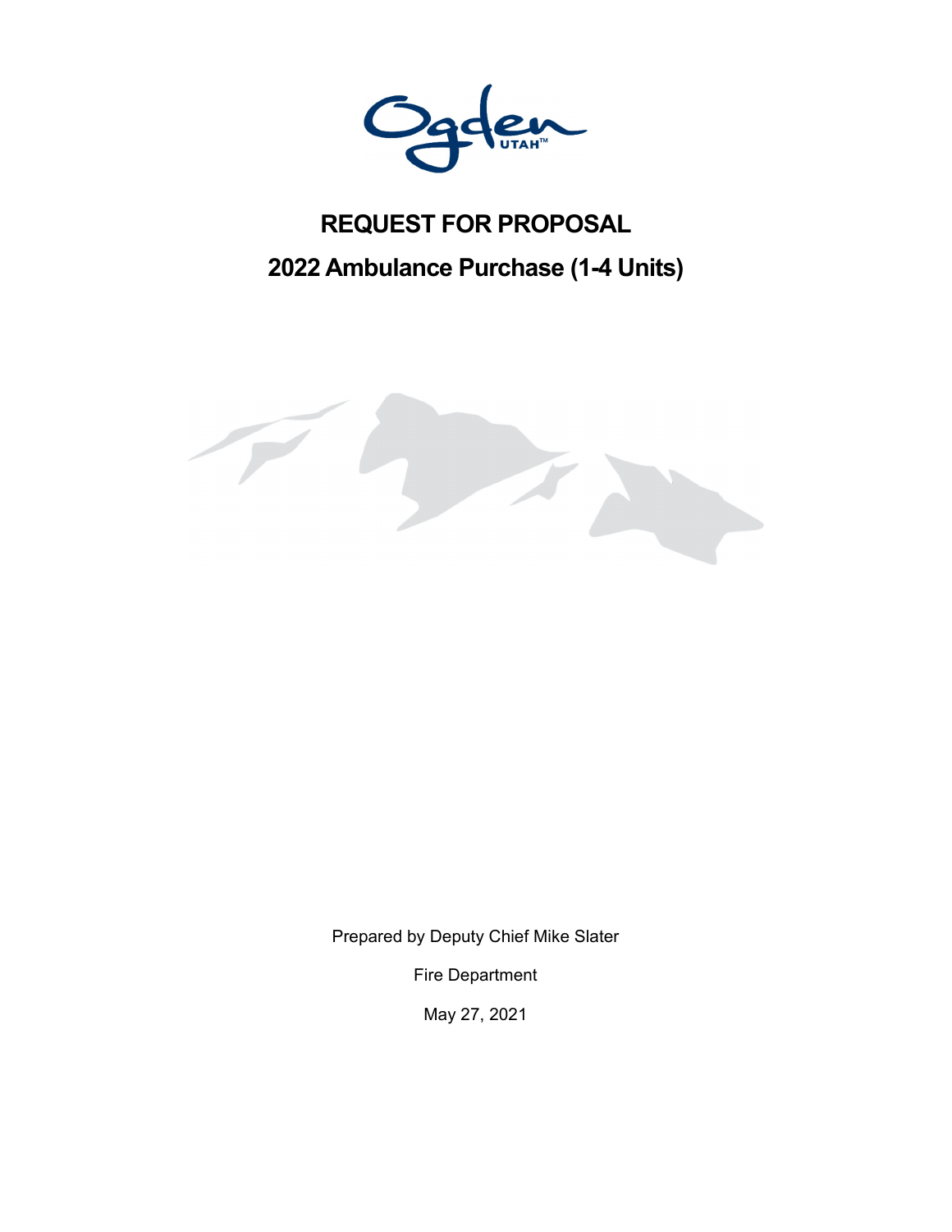# REQUEST FOR PROPOSAL

## 2022 Ambulance Purchase (1-4 Units)

Prepared by Deputy Chief Mike Slater

Fire Department

May 27, 2021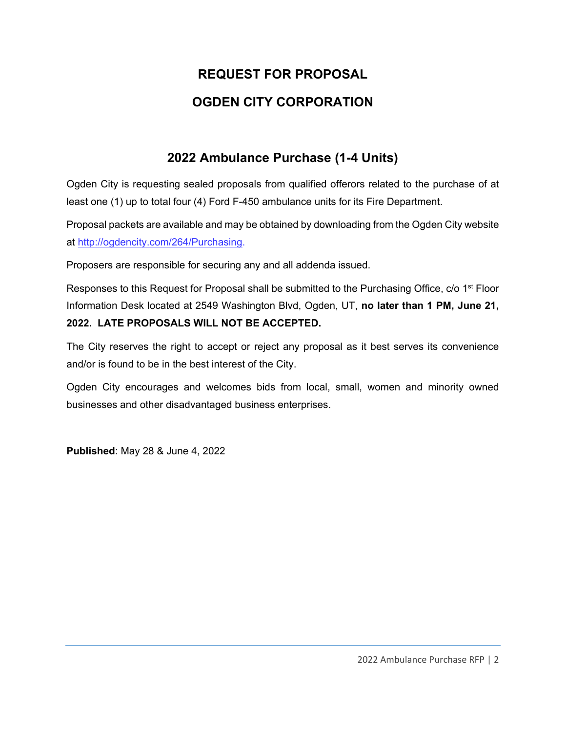# REQUEST FOR PROPOSAL

# OGDEN CITY CORPORATION

## 2022 Ambulance Purchase (1-4 Units)

Ogden City is requesting sealed proposals from qualified offerors related to the purchase of at least one (1) up to total four (4) Ford F-450 ambulance units for its Fire Department.

Proposal packets are available and may be obtained by downloading from the Ogden City website at [http://ogdencity.com/264/Purchasing](http://ogdencity.com/264/Purchasing).

Proposers are responsible for securing any and all addenda issued.

Responses to this Request for Proposal shall be submitted to the Purchasing Office, c/o 1st Floor Information Desk located at 2549 Washington Blvd, Ogden, UT, **no later than 1 PM, June 21, 2022. LATE PROPOSALS WILL NOT BE ACCEPTED.**

The City reserves the right to accept or reject any proposal as it best serves its convenience and/or is found to be in the best interest of the City.

Ogden City encourages and welcomes bids from local, small, women and minority owned businesses and other disadvantaged business enterprises.

**Published**: May 28 & June 4, 2022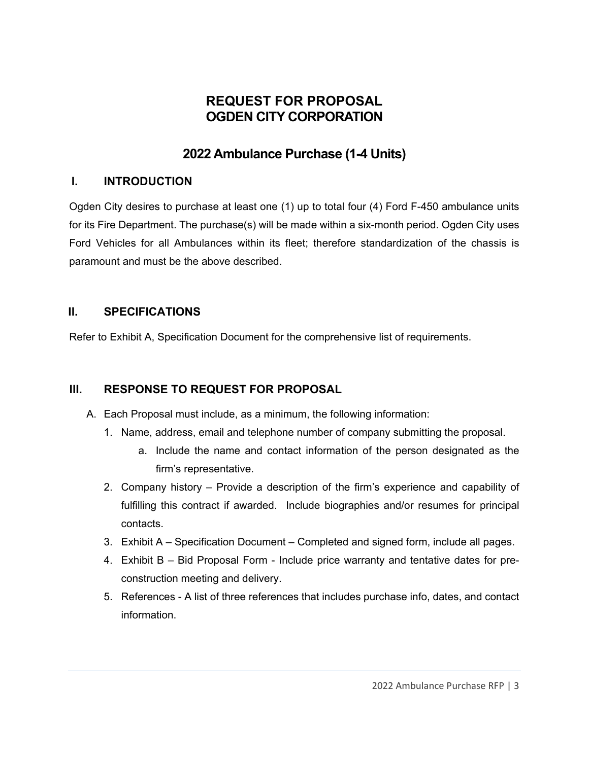# REQUEST FOR PROPOSAL
# OGDEN CITY CORPORATION

## 2022 Ambulance Purchase (1-4 Units)

### I. INTRODUCTION

Ogden City desires to purchase at least one (1) up to total four (4) Ford F-450 ambulance units for its Fire Department. The purchase(s) will be made within a six-month period. Ogden City uses Ford Vehicles for all Ambulances within its fleet; therefore standardization of the chassis is paramount and must be the above described.

### II. SPECIFICATIONS

Refer to Exhibit A, Specification Document for the comprehensive list of requirements.

### III. RESPONSE TO REQUEST FOR PROPOSAL

A. Each Proposal must include, as a minimum, the following information:
   1. Name, address, email and telephone number of company submitting the proposal.
      a. Include the name and contact information of the person designated as the firm's representative.
   2. Company history – Provide a description of the firm's experience and capability of fulfilling this contract if awarded. Include biographies and/or resumes for principal contacts.
   3. Exhibit A – Specification Document – Completed and signed form, include all pages.
   4. Exhibit B – Bid Proposal Form - Include price warranty and tentative dates for pre-construction meeting and delivery.
   5. References - A list of three references that includes purchase info, dates, and contact information.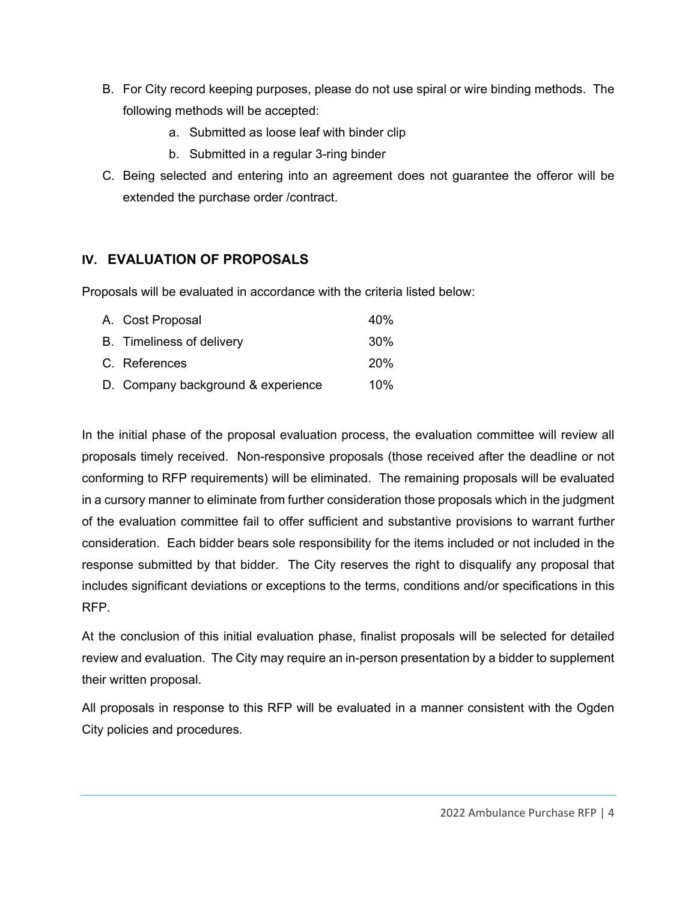B. For City record keeping purposes, please do not use spiral or wire binding methods. The following methods will be accepted:
   a. Submitted as loose leaf with binder clip
   b. Submitted in a regular 3-ring binder
C. Being selected and entering into an agreement does not guarantee the offeror will be extended the purchase order /contract.

## IV. EVALUATION OF PROPOSALS

Proposals will be evaluated in accordance with the criteria listed below:

| | |
|---|---|
| A. Cost Proposal | 40% |
| B. Timeliness of delivery | 30% |
| C. References | 20% |
| D. Company background & experience | 10% |

In the initial phase of the proposal evaluation process, the evaluation committee will review all proposals timely received. Non-responsive proposals (those received after the deadline or not conforming to RFP requirements) will be eliminated. The remaining proposals will be evaluated in a cursory manner to eliminate from further consideration those proposals which in the judgment of the evaluation committee fail to offer sufficient and substantive provisions to warrant further consideration. Each bidder bears sole responsibility for the items included or not included in the response submitted by that bidder. The City reserves the right to disqualify any proposal that includes significant deviations or exceptions to the terms, conditions and/or specifications in this RFP.

At the conclusion of this initial evaluation phase, finalist proposals will be selected for detailed review and evaluation. The City may require an in-person presentation by a bidder to supplement their written proposal.

All proposals in response to this RFP will be evaluated in a manner consistent with the Ogden City policies and procedures.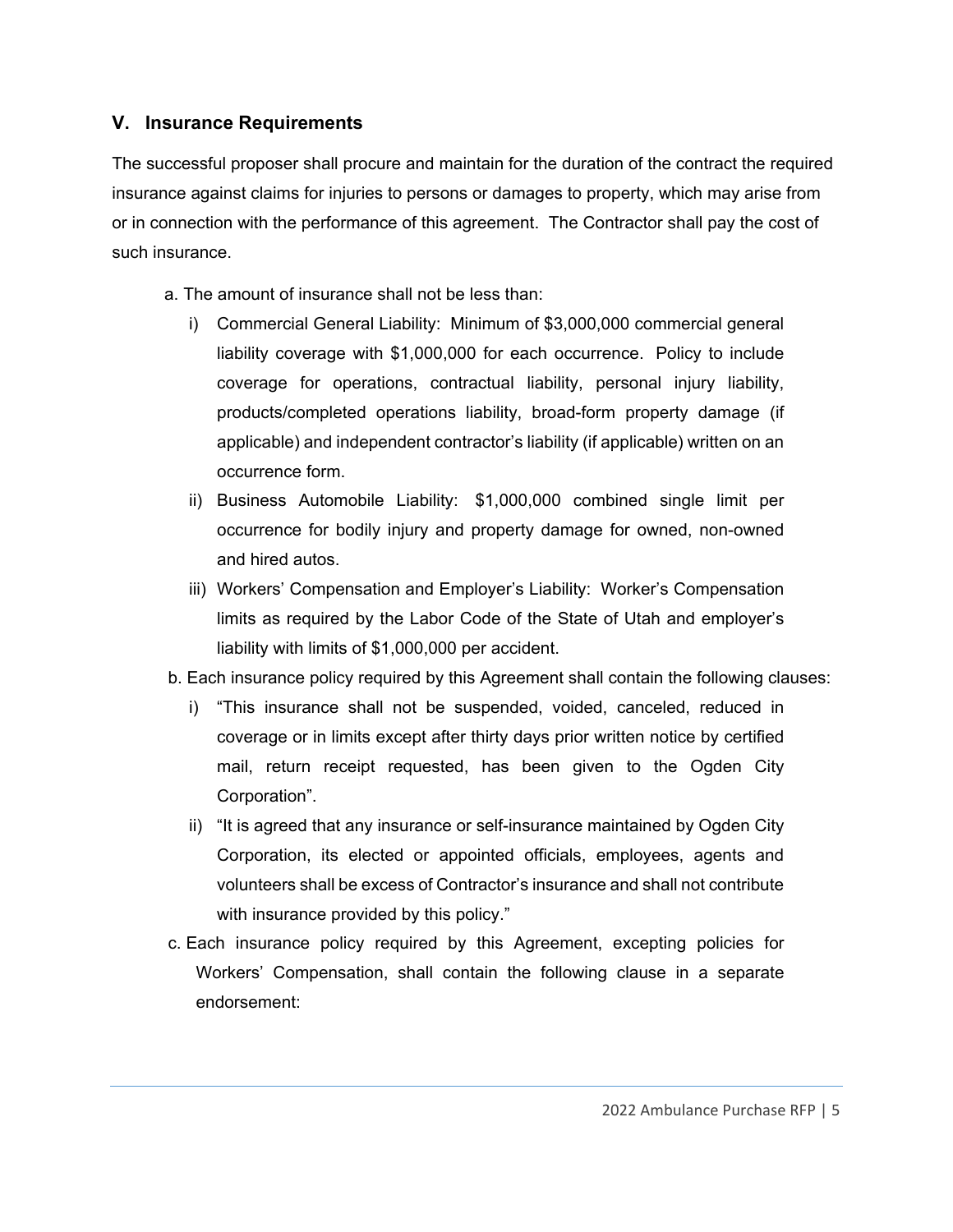## V. Insurance Requirements

The successful proposer shall procure and maintain for the duration of the contract the required insurance against claims for injuries to persons or damages to property, which may arise from or in connection with the performance of this agreement. The Contractor shall pay the cost of such insurance.

a. The amount of insurance shall not be less than:

   i) Commercial General Liability: Minimum of $3,000,000 commercial general liability coverage with $1,000,000 for each occurrence. Policy to include coverage for operations, contractual liability, personal injury liability, products/completed operations liability, broad-form property damage (if applicable) and independent contractor's liability (if applicable) written on an occurrence form.

   ii) Business Automobile Liability: $1,000,000 combined single limit per occurrence for bodily injury and property damage for owned, non-owned and hired autos.

   iii) Workers' Compensation and Employer's Liability: Worker's Compensation limits as required by the Labor Code of the State of Utah and employer's liability with limits of $1,000,000 per accident.

b. Each insurance policy required by this Agreement shall contain the following clauses:

   i) "This insurance shall not be suspended, voided, canceled, reduced in coverage or in limits except after thirty days prior written notice by certified mail, return receipt requested, has been given to the Ogden City Corporation".

   ii) "It is agreed that any insurance or self-insurance maintained by Ogden City Corporation, its elected or appointed officials, employees, agents and volunteers shall be excess of Contractor's insurance and shall not contribute with insurance provided by this policy."

c. Each insurance policy required by this Agreement, excepting policies for Workers' Compensation, shall contain the following clause in a separate endorsement: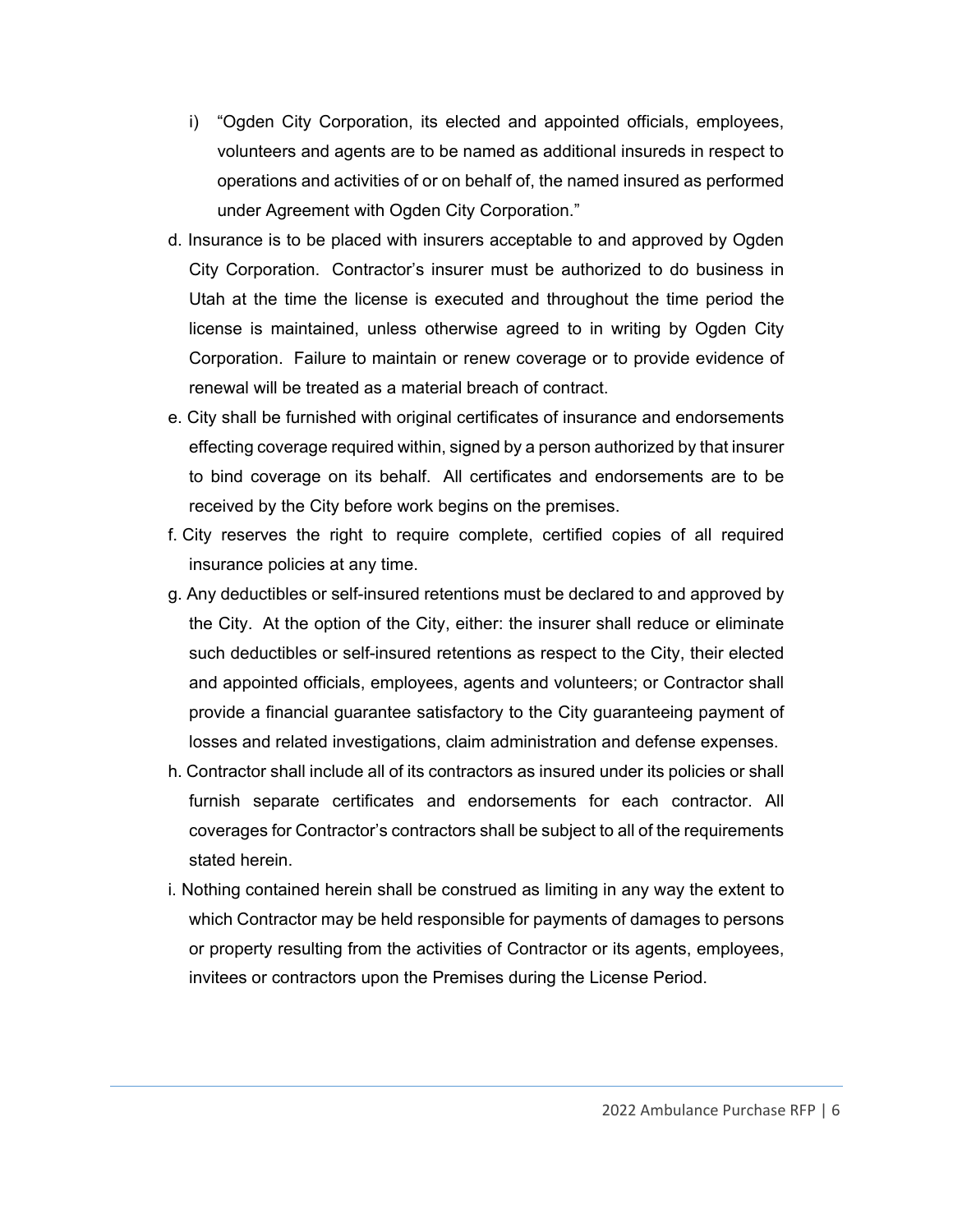i) "Ogden City Corporation, its elected and appointed officials, employees, volunteers and agents are to be named as additional insureds in respect to operations and activities of or on behalf of, the named insured as performed under Agreement with Ogden City Corporation."

d. Insurance is to be placed with insurers acceptable to and approved by Ogden City Corporation. Contractor's insurer must be authorized to do business in Utah at the time the license is executed and throughout the time period the license is maintained, unless otherwise agreed to in writing by Ogden City Corporation. Failure to maintain or renew coverage or to provide evidence of renewal will be treated as a material breach of contract.

e. City shall be furnished with original certificates of insurance and endorsements effecting coverage required within, signed by a person authorized by that insurer to bind coverage on its behalf. All certificates and endorsements are to be received by the City before work begins on the premises.

f. City reserves the right to require complete, certified copies of all required insurance policies at any time.

g. Any deductibles or self-insured retentions must be declared to and approved by the City. At the option of the City, either: the insurer shall reduce or eliminate such deductibles or self-insured retentions as respect to the City, their elected and appointed officials, employees, agents and volunteers; or Contractor shall provide a financial guarantee satisfactory to the City guaranteeing payment of losses and related investigations, claim administration and defense expenses.

h. Contractor shall include all of its contractors as insured under its policies or shall furnish separate certificates and endorsements for each contractor. All coverages for Contractor's contractors shall be subject to all of the requirements stated herein.

i. Nothing contained herein shall be construed as limiting in any way the extent to which Contractor may be held responsible for payments of damages to persons or property resulting from the activities of Contractor or its agents, employees, invitees or contractors upon the Premises during the License Period.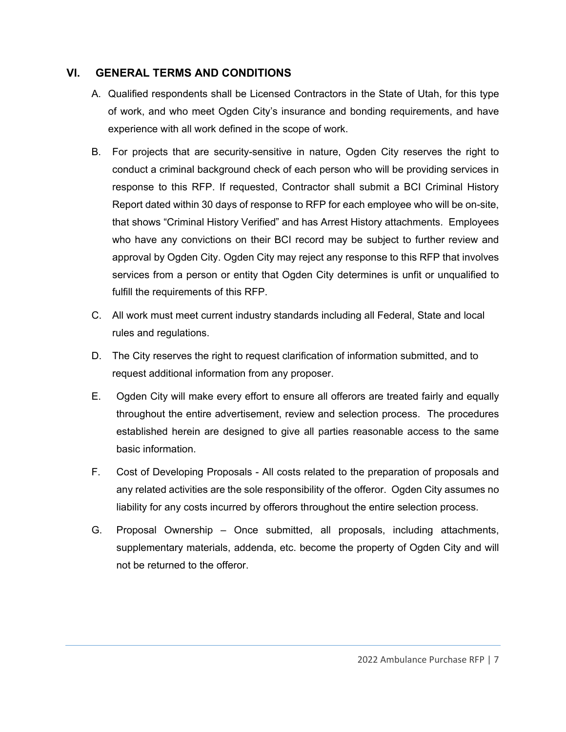## VI. GENERAL TERMS AND CONDITIONS

A. Qualified respondents shall be Licensed Contractors in the State of Utah, for this type of work, and who meet Ogden City's insurance and bonding requirements, and have experience with all work defined in the scope of work.

B. For projects that are security-sensitive in nature, Ogden City reserves the right to conduct a criminal background check of each person who will be providing services in response to this RFP. If requested, Contractor shall submit a BCI Criminal History Report dated within 30 days of response to RFP for each employee who will be on-site, that shows "Criminal History Verified" and has Arrest History attachments. Employees who have any convictions on their BCI record may be subject to further review and approval by Ogden City. Ogden City may reject any response to this RFP that involves services from a person or entity that Ogden City determines is unfit or unqualified to fulfill the requirements of this RFP.

C. All work must meet current industry standards including all Federal, State and local rules and regulations.

D. The City reserves the right to request clarification of information submitted, and to request additional information from any proposer.

E. Ogden City will make every effort to ensure all offerors are treated fairly and equally throughout the entire advertisement, review and selection process. The procedures established herein are designed to give all parties reasonable access to the same basic information.

F. Cost of Developing Proposals - All costs related to the preparation of proposals and any related activities are the sole responsibility of the offeror. Ogden City assumes no liability for any costs incurred by offerors throughout the entire selection process.

G. Proposal Ownership – Once submitted, all proposals, including attachments, supplementary materials, addenda, etc. become the property of Ogden City and will not be returned to the offeror.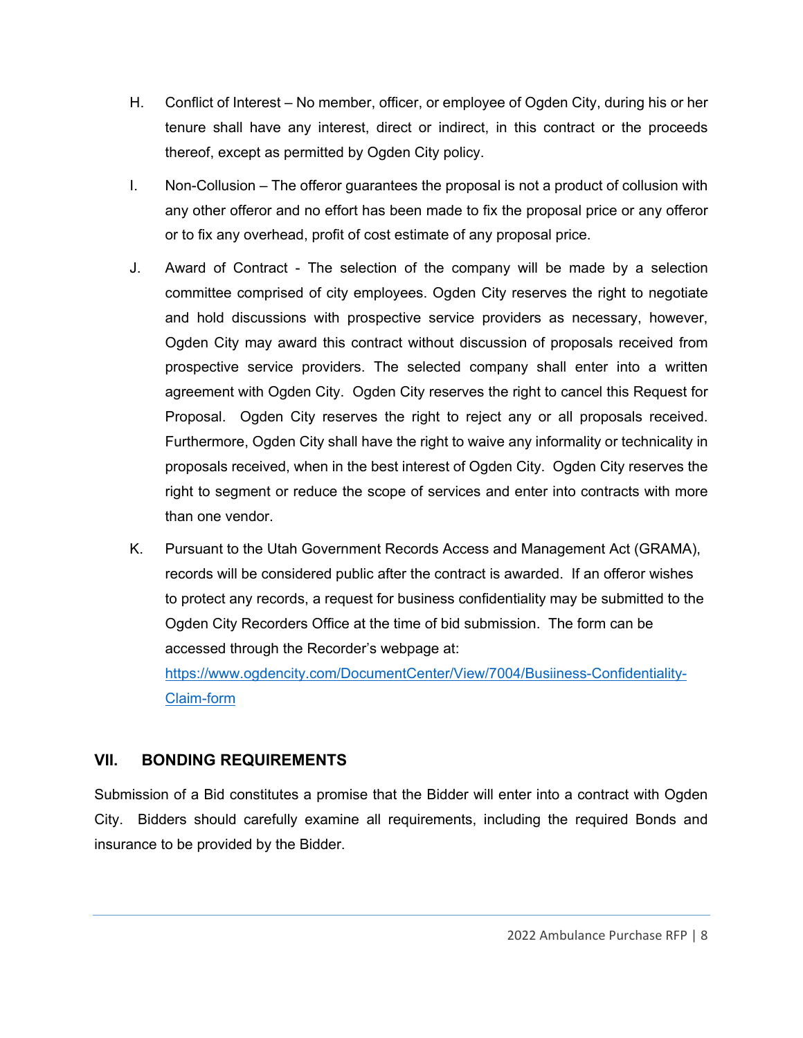H. Conflict of Interest – No member, officer, or employee of Ogden City, during his or her tenure shall have any interest, direct or indirect, in this contract or the proceeds thereof, except as permitted by Ogden City policy.

I. Non-Collusion – The offeror guarantees the proposal is not a product of collusion with any other offeror and no effort has been made to fix the proposal price or any offeror or to fix any overhead, profit of cost estimate of any proposal price.

J. Award of Contract - The selection of the company will be made by a selection committee comprised of city employees. Ogden City reserves the right to negotiate and hold discussions with prospective service providers as necessary, however, Ogden City may award this contract without discussion of proposals received from prospective service providers. The selected company shall enter into a written agreement with Ogden City. Ogden City reserves the right to cancel this Request for Proposal. Ogden City reserves the right to reject any or all proposals received. Furthermore, Ogden City shall have the right to waive any informality or technicality in proposals received, when in the best interest of Ogden City. Ogden City reserves the right to segment or reduce the scope of services and enter into contracts with more than one vendor.

K. Pursuant to the Utah Government Records Access and Management Act (GRAMA), records will be considered public after the contract is awarded. If an offeror wishes to protect any records, a request for business confidentiality may be submitted to the Ogden City Recorders Office at the time of bid submission. The form can be accessed through the Recorder's webpage at: [https://www.ogdencity.com/DocumentCenter/View/7004/Busiiness-Confidentiality-Claim-form](https://www.ogdencity.com/DocumentCenter/View/7004/Busiiness-Confidentiality-Claim-form)

## VII. BONDING REQUIREMENTS

Submission of a Bid constitutes a promise that the Bidder will enter into a contract with Ogden City. Bidders should carefully examine all requirements, including the required Bonds and insurance to be provided by the Bidder.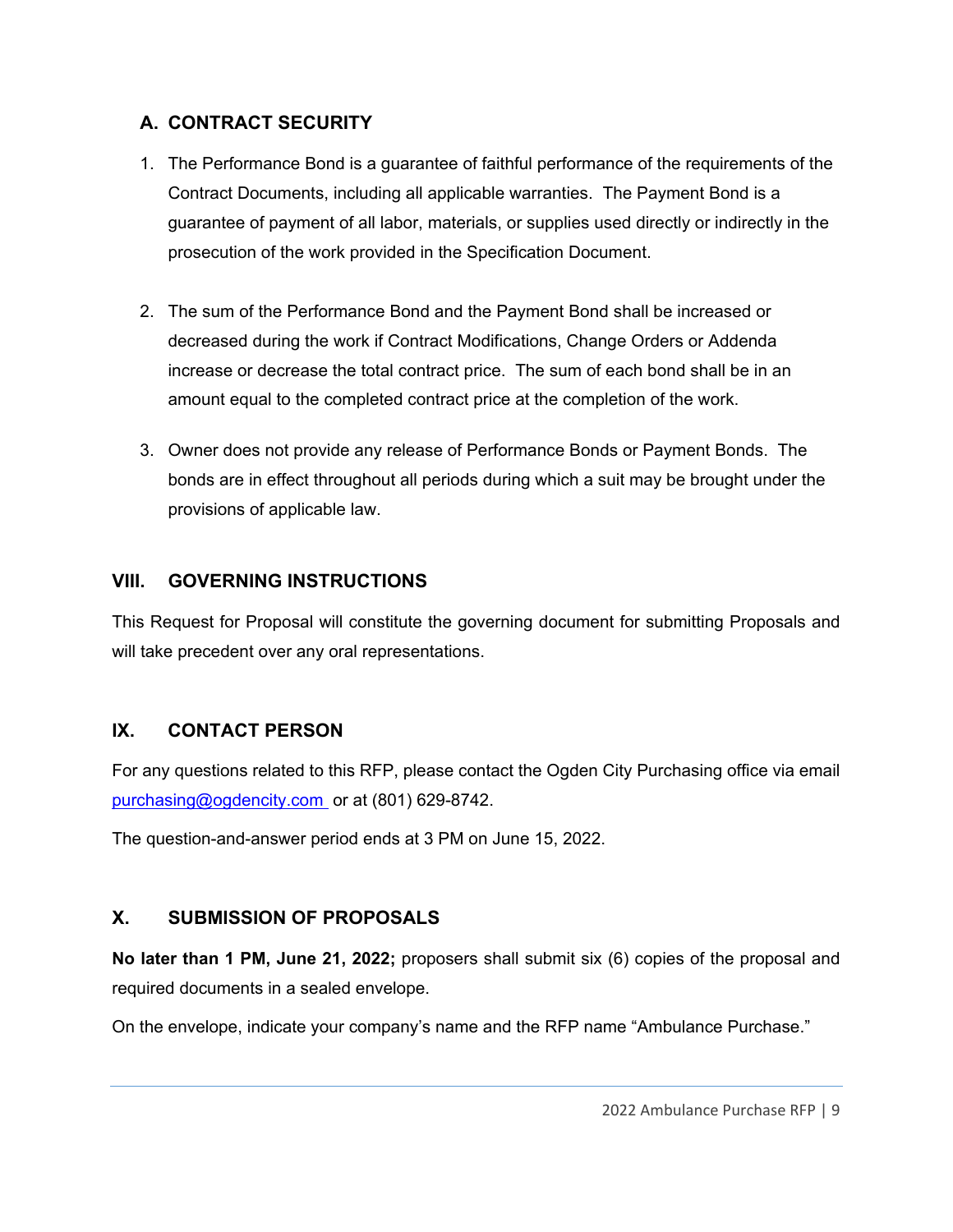### A. CONTRACT SECURITY

1. The Performance Bond is a guarantee of faithful performance of the requirements of the Contract Documents, including all applicable warranties. The Payment Bond is a guarantee of payment of all labor, materials, or supplies used directly or indirectly in the prosecution of the work provided in the Specification Document.

2. The sum of the Performance Bond and the Payment Bond shall be increased or decreased during the work if Contract Modifications, Change Orders or Addenda increase or decrease the total contract price. The sum of each bond shall be in an amount equal to the completed contract price at the completion of the work.

3. Owner does not provide any release of Performance Bonds or Payment Bonds. The bonds are in effect throughout all periods during which a suit may be brought under the provisions of applicable law.

## VIII. GOVERNING INSTRUCTIONS

This Request for Proposal will constitute the governing document for submitting Proposals and will take precedent over any oral representations.

## IX. CONTACT PERSON

For any questions related to this RFP, please contact the Ogden City Purchasing office via email [purchasing@ogdencity.com](mailto:purchasing@ogdencity.com) or at (801) 629-8742.

The question-and-answer period ends at 3 PM on June 15, 2022.

## X. SUBMISSION OF PROPOSALS

**No later than 1 PM, June 21, 2022;** proposers shall submit six (6) copies of the proposal and required documents in a sealed envelope.

On the envelope, indicate your company's name and the RFP name "Ambulance Purchase."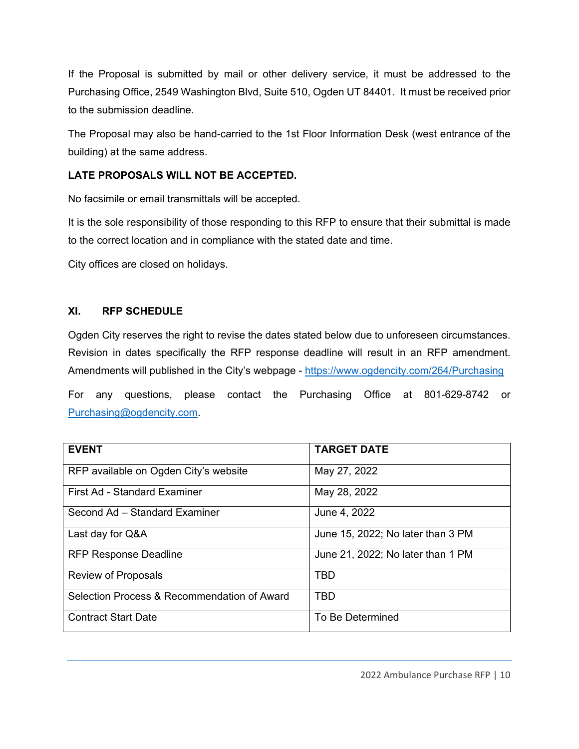If the Proposal is submitted by mail or other delivery service, it must be addressed to the Purchasing Office, 2549 Washington Blvd, Suite 510, Ogden UT 84401. It must be received prior to the submission deadline.

The Proposal may also be hand-carried to the 1st Floor Information Desk (west entrance of the building) at the same address.

**LATE PROPOSALS WILL NOT BE ACCEPTED.**

No facsimile or email transmittals will be accepted.

It is the sole responsibility of those responding to this RFP to ensure that their submittal is made to the correct location and in compliance with the stated date and time.

City offices are closed on holidays.

## XI. RFP SCHEDULE

Ogden City reserves the right to revise the dates stated below due to unforeseen circumstances. Revision in dates specifically the RFP response deadline will result in an RFP amendment. Amendments will published in the City's webpage - https://www.ogdencity.com/264/Purchasing

For any questions, please contact the Purchasing Office at 801-629-8742 or Purchasing@ogdencity.com.

| EVENT | TARGET DATE |
|---|---|
| RFP available on Ogden City's website | May 27, 2022 |
| First Ad - Standard Examiner | May 28, 2022 |
| Second Ad – Standard Examiner | June 4, 2022 |
| Last day for Q&A | June 15, 2022; No later than 3 PM |
| RFP Response Deadline | June 21, 2022; No later than 1 PM |
| Review of Proposals | TBD |
| Selection Process & Recommendation of Award | TBD |
| Contract Start Date | To Be Determined |